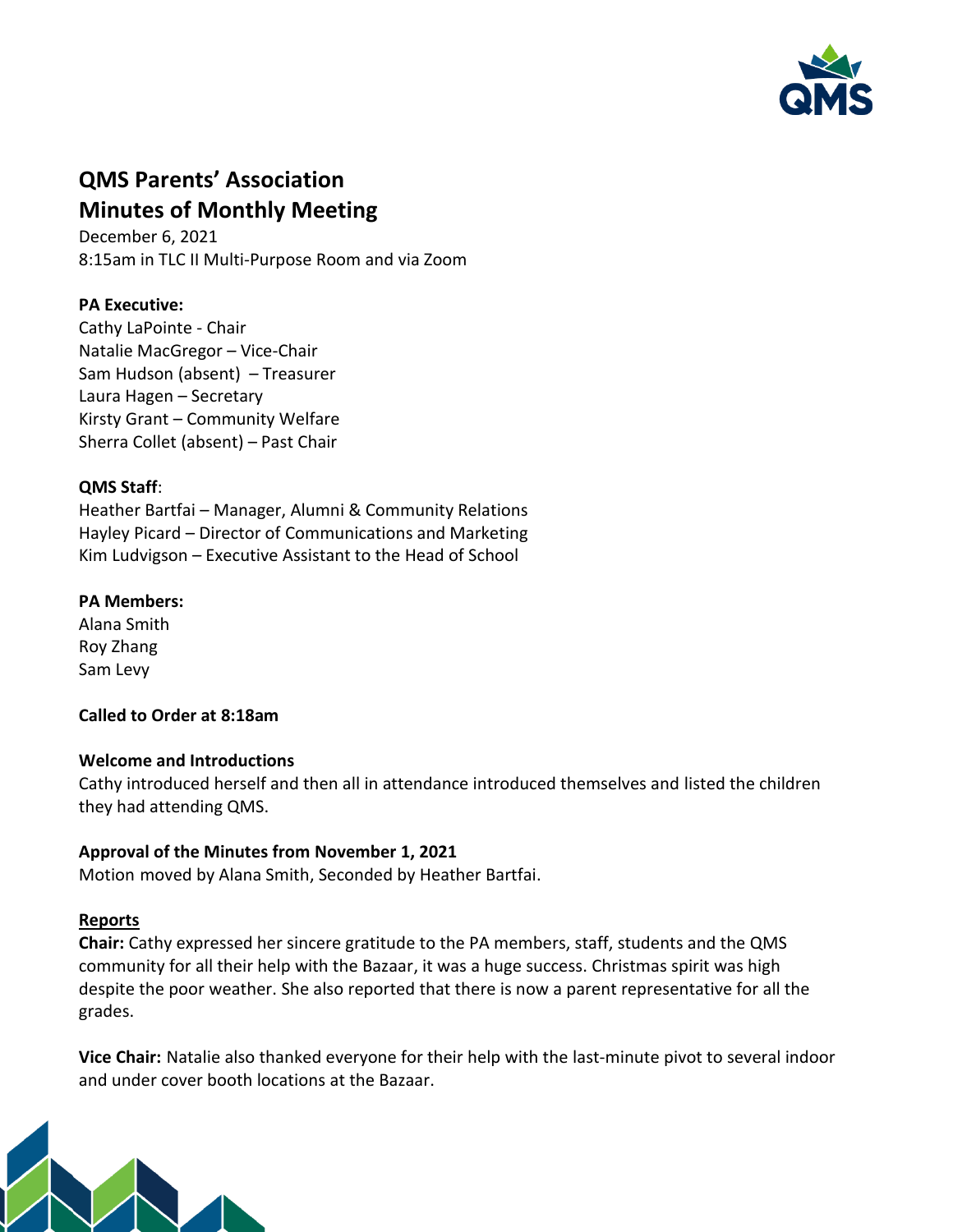# QMS Parents' Association
# Minutes of Monthly Meeting

December 6, 2021
8:15am in TLC II Multi-Purpose Room and via Zoom

**PA Executive:**
Cathy LaPointe - Chair
Natalie MacGregor – Vice-Chair
Sam Hudson (absent) – Treasurer
Laura Hagen – Secretary
Kirsty Grant – Community Welfare
Sherra Collet (absent) – Past Chair

**QMS Staff**:
Heather Bartfai – Manager, Alumni & Community Relations
Hayley Picard – Director of Communications and Marketing
Kim Ludvigson – Executive Assistant to the Head of School

**PA Members:**
Alana Smith
Roy Zhang
Sam Levy

**Called to Order at 8:18am**

**Welcome and Introductions**
Cathy introduced herself and then all in attendance introduced themselves and listed the children they had attending QMS.

**Approval of the Minutes from November 1, 2021**
Motion moved by Alana Smith, Seconded by Heather Bartfai.

**Reports**

**Chair:** Cathy expressed her sincere gratitude to the PA members, staff, students and the QMS community for all their help with the Bazaar, it was a huge success. Christmas spirit was high despite the poor weather. She also reported that there is now a parent representative for all the grades.

**Vice Chair:** Natalie also thanked everyone for their help with the last-minute pivot to several indoor and under cover booth locations at the Bazaar.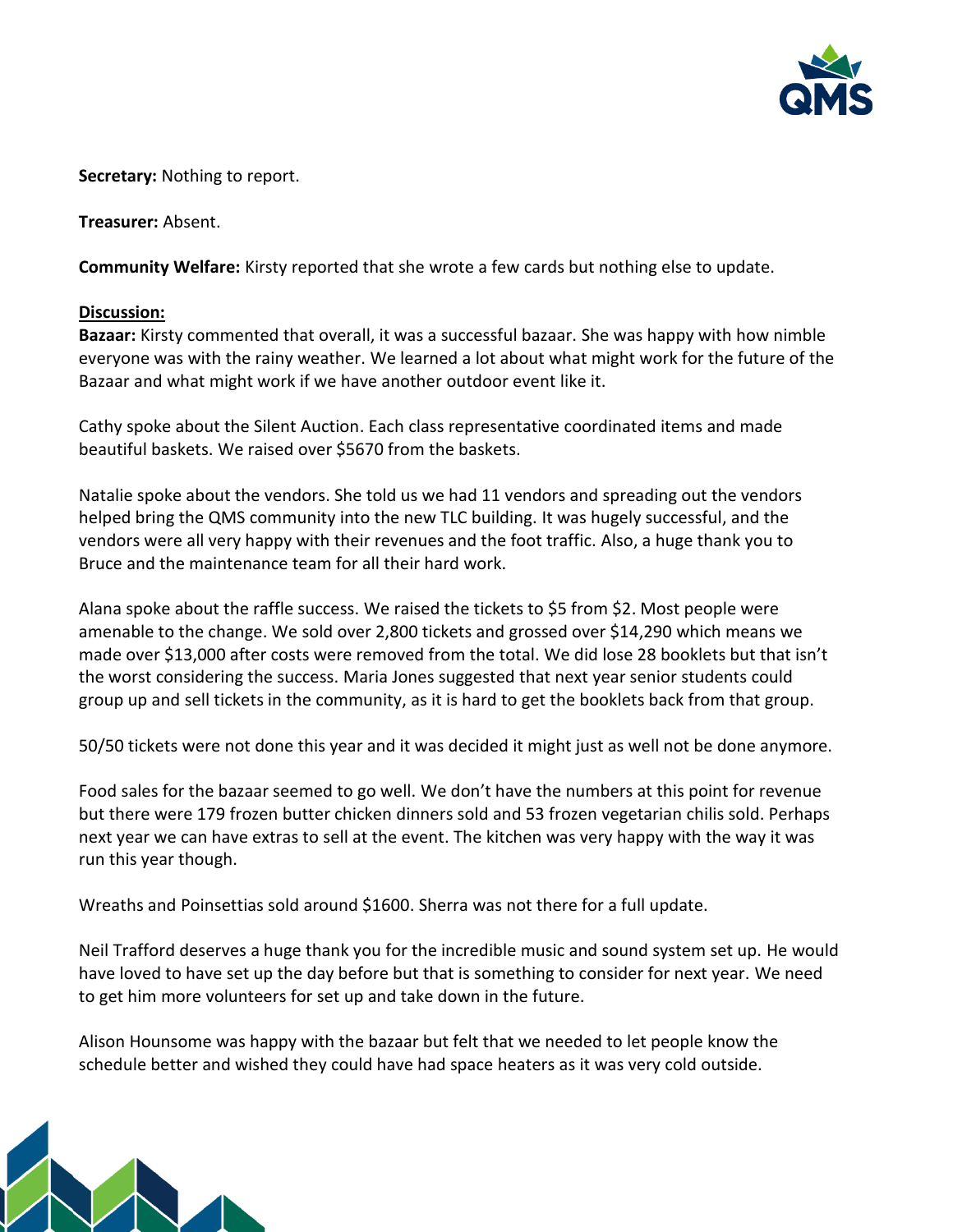**Secretary:** Nothing to report.

**Treasurer:** Absent.

**Community Welfare:** Kirsty reported that she wrote a few cards but nothing else to update.

**Discussion:**

**Bazaar:** Kirsty commented that overall, it was a successful bazaar. She was happy with how nimble everyone was with the rainy weather. We learned a lot about what might work for the future of the Bazaar and what might work if we have another outdoor event like it.

Cathy spoke about the Silent Auction. Each class representative coordinated items and made beautiful baskets. We raised over $5670 from the baskets.

Natalie spoke about the vendors. She told us we had 11 vendors and spreading out the vendors helped bring the QMS community into the new TLC building. It was hugely successful, and the vendors were all very happy with their revenues and the foot traffic. Also, a huge thank you to Bruce and the maintenance team for all their hard work.

Alana spoke about the raffle success. We raised the tickets to $5 from $2. Most people were amenable to the change. We sold over 2,800 tickets and grossed over $14,290 which means we made over $13,000 after costs were removed from the total. We did lose 28 booklets but that isn't the worst considering the success. Maria Jones suggested that next year senior students could group up and sell tickets in the community, as it is hard to get the booklets back from that group.

50/50 tickets were not done this year and it was decided it might just as well not be done anymore.

Food sales for the bazaar seemed to go well. We don't have the numbers at this point for revenue but there were 179 frozen butter chicken dinners sold and 53 frozen vegetarian chilis sold. Perhaps next year we can have extras to sell at the event. The kitchen was very happy with the way it was run this year though.

Wreaths and Poinsettias sold around $1600. Sherra was not there for a full update.

Neil Trafford deserves a huge thank you for the incredible music and sound system set up. He would have loved to have set up the day before but that is something to consider for next year. We need to get him more volunteers for set up and take down in the future.

Alison Hounsome was happy with the bazaar but felt that we needed to let people know the schedule better and wished they could have had space heaters as it was very cold outside.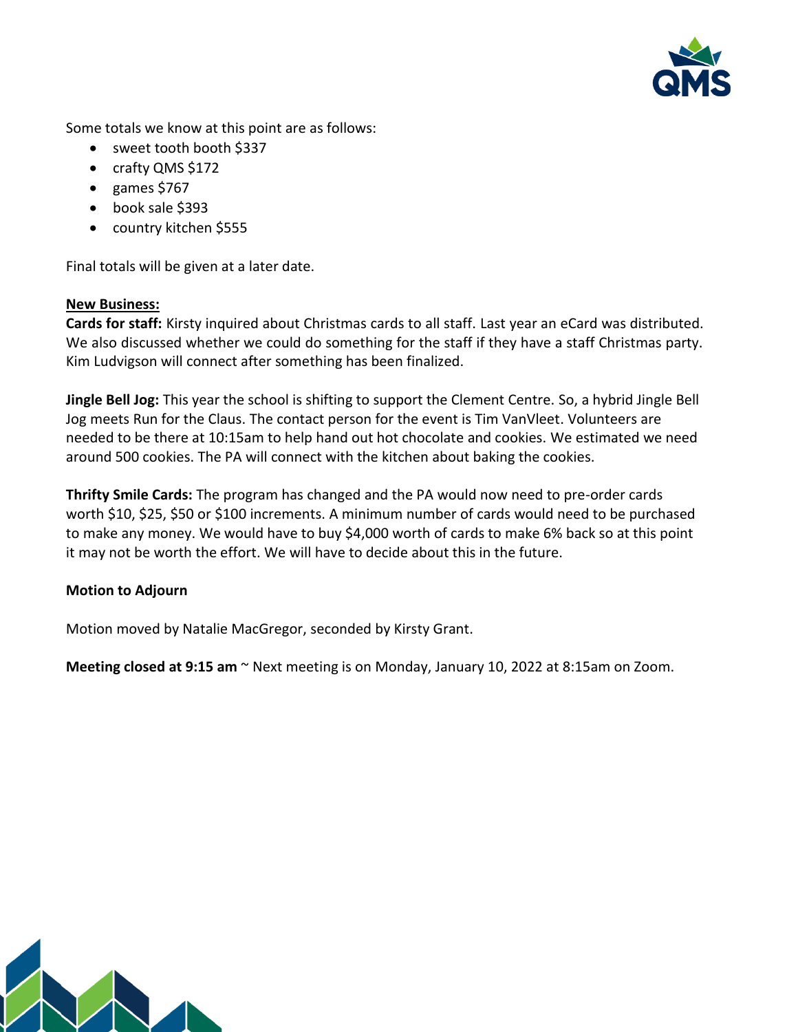Some totals we know at this point are as follows:

- sweet tooth booth $337
- crafty QMS $172
- games $767
- book sale $393
- country kitchen $555

Final totals will be given at a later date.

**New Business:**

**Cards for staff:** Kirsty inquired about Christmas cards to all staff. Last year an eCard was distributed. We also discussed whether we could do something for the staff if they have a staff Christmas party. Kim Ludvigson will connect after something has been finalized.

**Jingle Bell Jog:** This year the school is shifting to support the Clement Centre. So, a hybrid Jingle Bell Jog meets Run for the Claus. The contact person for the event is Tim VanVleet. Volunteers are needed to be there at 10:15am to help hand out hot chocolate and cookies. We estimated we need around 500 cookies. The PA will connect with the kitchen about baking the cookies.

**Thrifty Smile Cards:** The program has changed and the PA would now need to pre-order cards worth $10, $25, $50 or $100 increments. A minimum number of cards would need to be purchased to make any money. We would have to buy $4,000 worth of cards to make 6% back so at this point it may not be worth the effort. We will have to decide about this in the future.

**Motion to Adjourn**

Motion moved by Natalie MacGregor, seconded by Kirsty Grant.

**Meeting closed at 9:15 am** ~ Next meeting is on Monday, January 10, 2022 at 8:15am on Zoom.